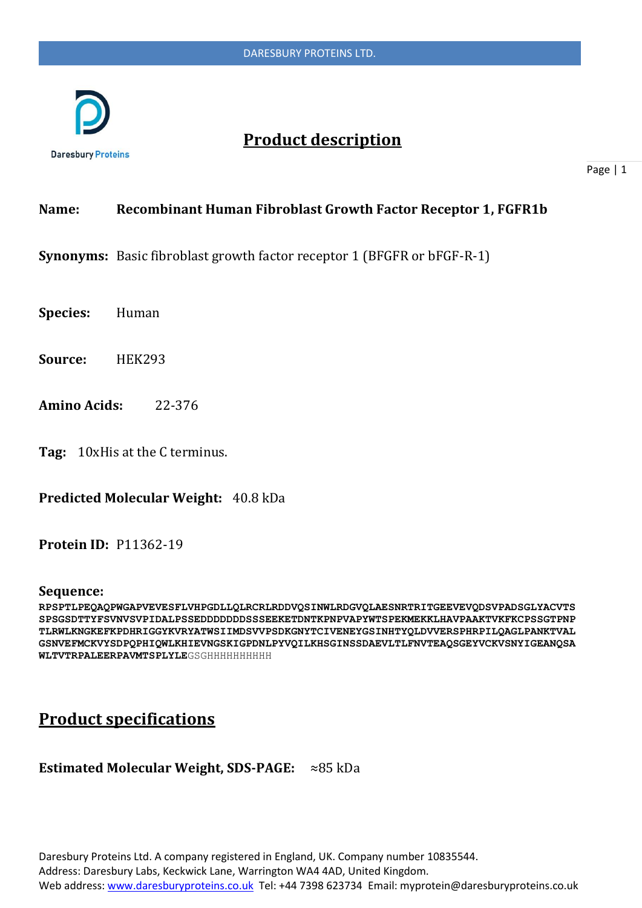# Product description

**Name:** **Recombinant Human Fibroblast Growth Factor Receptor 1, FGFR1b**

**Synonyms:** Basic fibroblast growth factor receptor 1 (BFGFR or bFGF-R-1)

**Species:** Human

**Source:** HEK293

**Amino Acids:** 22-376

**Tag:** 10xHis at the C terminus.

**Predicted Molecular Weight:** 40.8 kDa

**Protein ID:** P11362-19

**Sequence:**

**RPSPTLPEQAQPWGAPVEVESFLVHPGDLLQLRCRLRDDVQSINWLRDGVQLAESNRTRITGEEVEVQDSVPADSGLYACVTS SPSGSDTTYFSVNVSVPIDALPSSEDDDDDDDSSSEEKETDNTKPNPVAPYWTSPEKMEKKLHAVPAAKTVKFKCPSSGTPNP TLRWLKNGKEFKPDHRIGGYKVRYATWSIIMDSVVPSDKGNYTCIVENEYGSINHTYQLDVVERSPHRPILQAGLPANKTVAL GSNVEFMCKVYSDPQPHIQWLKHIEVNGSKIGPDNLPYVQILKHSGINSSDAEVLTLFNVTEAQSGEYVCKVSNYIGEANQSA WLTVTRPALEERPAVMTSPLYLE**GSGHHHHHHHHHH

# Product specifications

**Estimated Molecular Weight, SDS-PAGE:** ≈85 kDa

Daresbury Proteins Ltd. A company registered in England, UK. Company number 10835544.
Address: Daresbury Labs, Keckwick Lane, Warrington WA4 4AD, United Kingdom.
Web address: www.daresburyproteins.co.uk Tel: +44 7398 623734 Email: myprotein@daresburyproteins.co.uk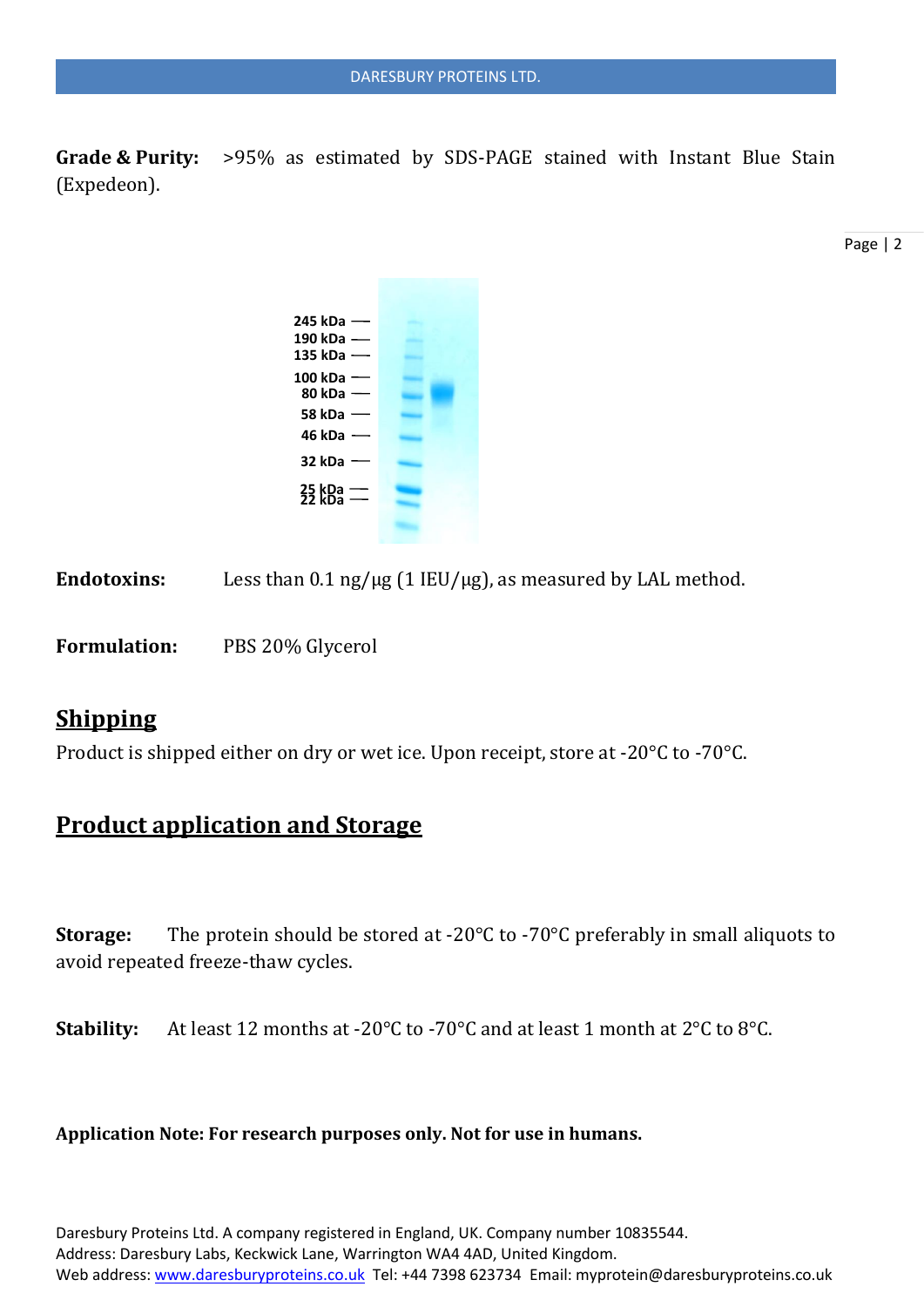**Grade & Purity:** >95% as estimated by SDS-PAGE stained with Instant Blue Stain (Expedeon).

**Endotoxins:** Less than 0.1 ng/μg (1 IEU/μg), as measured by LAL method.

**Formulation:** PBS 20% Glycerol

## Shipping

Product is shipped either on dry or wet ice. Upon receipt, store at -20°C to -70°C.

## Product application and Storage

**Storage:** The protein should be stored at -20°C to -70°C preferably in small aliquots to avoid repeated freeze-thaw cycles.

**Stability:** At least 12 months at -20°C to -70°C and at least 1 month at 2°C to 8°C.

**Application Note: For research purposes only. Not for use in humans.**

Daresbury Proteins Ltd. A company registered in England, UK. Company number 10835544.
Address: Daresbury Labs, Keckwick Lane, Warrington WA4 4AD, United Kingdom.
Web address: www.daresburyproteins.co.uk Tel: +44 7398 623734 Email: myprotein@daresburyproteins.co.uk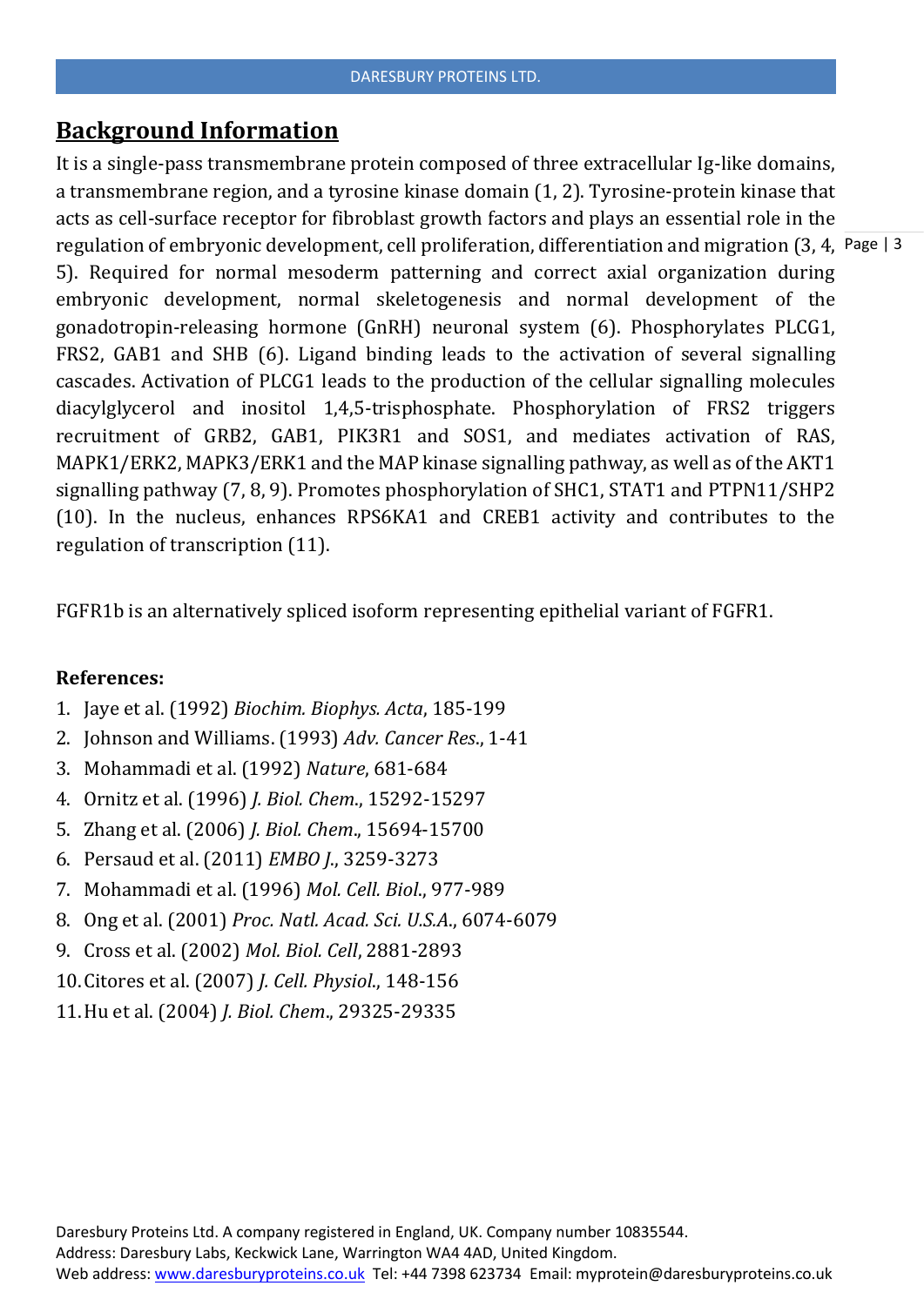## Background Information

It is a single-pass transmembrane protein composed of three extracellular Ig-like domains, a transmembrane region, and a tyrosine kinase domain (1, 2). Tyrosine-protein kinase that acts as cell-surface receptor for fibroblast growth factors and plays an essential role in the regulation of embryonic development, cell proliferation, differentiation and migration (3, 4, 5). Required for normal mesoderm patterning and correct axial organization during embryonic development, normal skeletogenesis and normal development of the gonadotropin-releasing hormone (GnRH) neuronal system (6). Phosphorylates PLCG1, FRS2, GAB1 and SHB (6). Ligand binding leads to the activation of several signalling cascades. Activation of PLCG1 leads to the production of the cellular signalling molecules diacylglycerol and inositol 1,4,5-trisphosphate. Phosphorylation of FRS2 triggers recruitment of GRB2, GAB1, PIK3R1 and SOS1, and mediates activation of RAS, MAPK1/ERK2, MAPK3/ERK1 and the MAP kinase signalling pathway, as well as of the AKT1 signalling pathway (7, 8, 9). Promotes phosphorylation of SHC1, STAT1 and PTPN11/SHP2 (10). In the nucleus, enhances RPS6KA1 and CREB1 activity and contributes to the regulation of transcription (11).

FGFR1b is an alternatively spliced isoform representing epithelial variant of FGFR1.

**References:**

1. Jaye et al. (1992) *Biochim. Biophys. Acta*, 185-199
2. Johnson and Williams. (1993) *Adv. Cancer Res.*, 1-41
3. Mohammadi et al. (1992) *Nature*, 681-684
4. Ornitz et al. (1996) *J. Biol. Chem.*, 15292-15297
5. Zhang et al. (2006) *J. Biol. Chem.*, 15694-15700
6. Persaud et al. (2011) *EMBO J.*, 3259-3273
7. Mohammadi et al. (1996) *Mol. Cell. Biol.*, 977-989
8. Ong et al. (2001) *Proc. Natl. Acad. Sci. U.S.A.*, 6074-6079
9. Cross et al. (2002) *Mol. Biol. Cell*, 2881-2893
10. Citores et al. (2007) *J. Cell. Physiol.*, 148-156
11. Hu et al. (2004) *J. Biol. Chem.*, 29325-29335